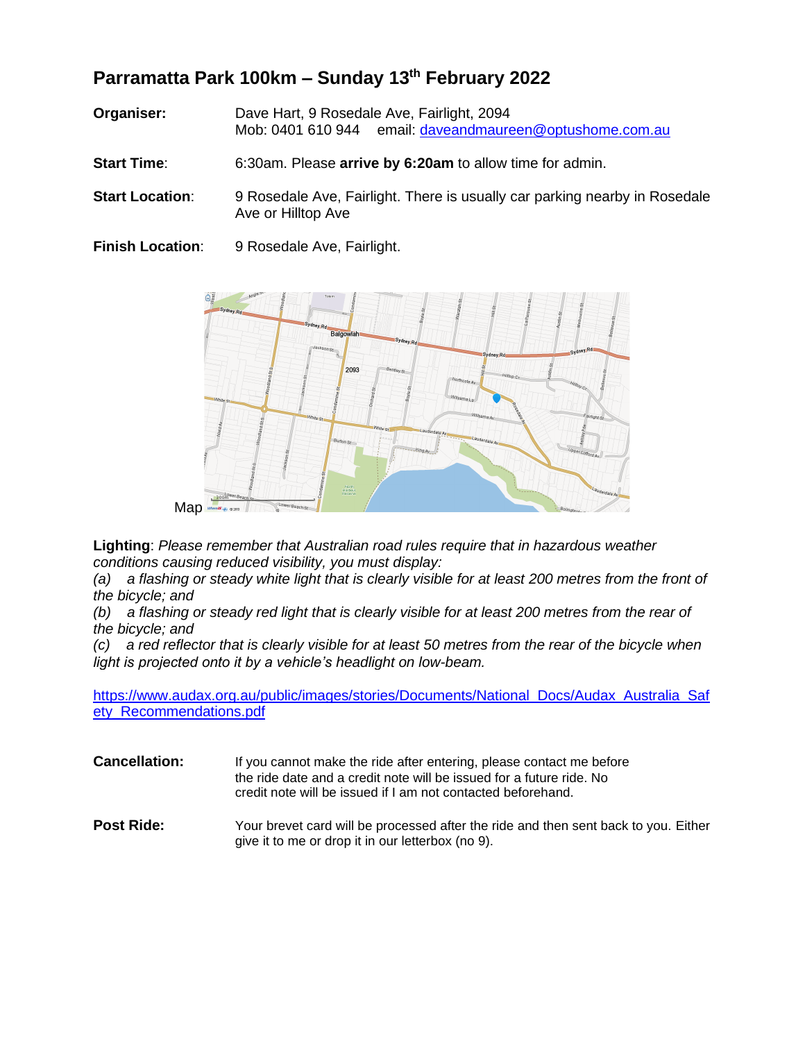# Parramatta Park 100km – Sunday 13th February 2022

**Organiser:** Dave Hart, 9 Rosedale Ave, Fairlight, 2094
Mob: 0401 610 944 email: daveandmaureen@optushome.com.au

**Start Time**: 6:30am. Please **arrive by 6:20am** to allow time for admin.

**Start Location**: 9 Rosedale Ave, Fairlight. There is usually car parking nearby in Rosedale Ave or Hilltop Ave

**Finish Location**: 9 Rosedale Ave, Fairlight.

Map

**Lighting**: *Please remember that Australian road rules require that in hazardous weather conditions causing reduced visibility, you must display:*
*(a) a flashing or steady white light that is clearly visible for at least 200 metres from the front of the bicycle; and*
*(b) a flashing or steady red light that is clearly visible for at least 200 metres from the rear of the bicycle; and*
*(c) a red reflector that is clearly visible for at least 50 metres from the rear of the bicycle when light is projected onto it by a vehicle's headlight on low-beam.*

https://www.audax.org.au/public/images/stories/Documents/National_Docs/Audax_Australia_Safety_Recommendations.pdf

**Cancellation:** If you cannot make the ride after entering, please contact me before the ride date and a credit note will be issued for a future ride. No credit note will be issued if I am not contacted beforehand.

**Post Ride:** Your brevet card will be processed after the ride and then sent back to you. Either give it to me or drop it in our letterbox (no 9).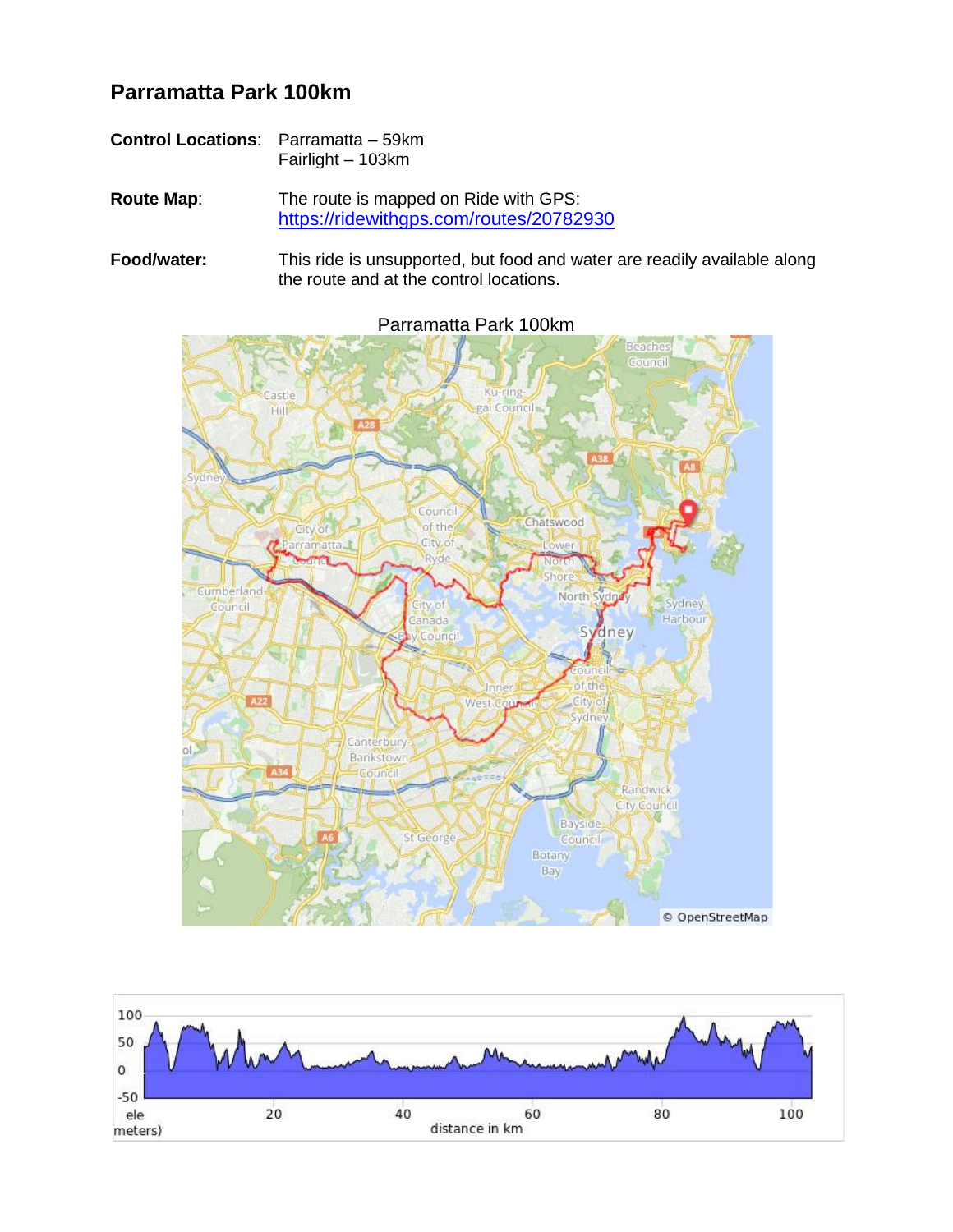## Parramatta Park 100km

**Control Locations**: Parramatta – 59km
Fairlight – 103km

**Route Map**: The route is mapped on Ride with GPS:
https://ridewithgps.com/routes/20782930

**Food/water**: This ride is unsupported, but food and water are readily available along the route and at the control locations.

Parramatta Park 100km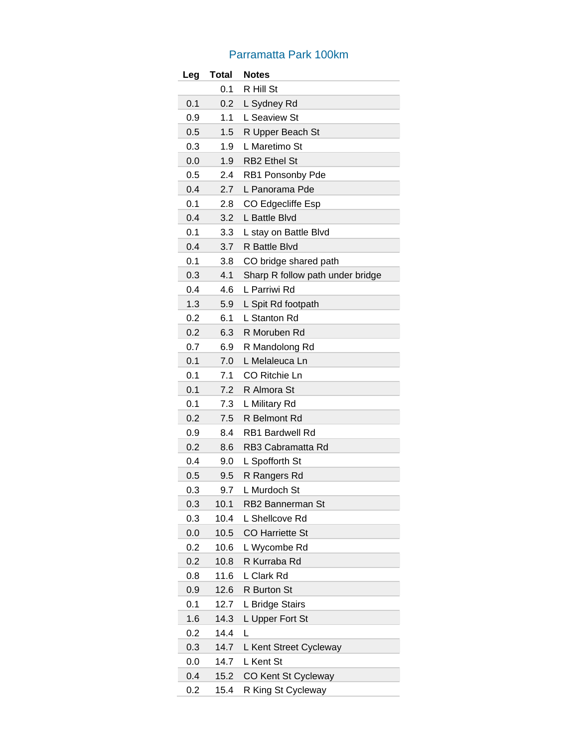## Parramatta Park 100km

| Leg | Total | Notes |
|---|---|---|
| | 0.1 | R Hill St |
| 0.1 | 0.2 | L Sydney Rd |
| 0.9 | 1.1 | L Seaview St |
| 0.5 | 1.5 | R Upper Beach St |
| 0.3 | 1.9 | L Maretimo St |
| 0.0 | 1.9 | RB2 Ethel St |
| 0.5 | 2.4 | RB1 Ponsonby Pde |
| 0.4 | 2.7 | L Panorama Pde |
| 0.1 | 2.8 | CO Edgecliffe Esp |
| 0.4 | 3.2 | L Battle Blvd |
| 0.1 | 3.3 | L stay on Battle Blvd |
| 0.4 | 3.7 | R Battle Blvd |
| 0.1 | 3.8 | CO bridge shared path |
| 0.3 | 4.1 | Sharp R follow path under bridge |
| 0.4 | 4.6 | L Parriwi Rd |
| 1.3 | 5.9 | L Spit Rd footpath |
| 0.2 | 6.1 | L Stanton Rd |
| 0.2 | 6.3 | R Moruben Rd |
| 0.7 | 6.9 | R Mandolong Rd |
| 0.1 | 7.0 | L Melaleuca Ln |
| 0.1 | 7.1 | CO Ritchie Ln |
| 0.1 | 7.2 | R Almora St |
| 0.1 | 7.3 | L Military Rd |
| 0.2 | 7.5 | R Belmont Rd |
| 0.9 | 8.4 | RB1 Bardwell Rd |
| 0.2 | 8.6 | RB3 Cabramatta Rd |
| 0.4 | 9.0 | L Spofforth St |
| 0.5 | 9.5 | R Rangers Rd |
| 0.3 | 9.7 | L Murdoch St |
| 0.3 | 10.1 | RB2 Bannerman St |
| 0.3 | 10.4 | L Shellcove Rd |
| 0.0 | 10.5 | CO Harriette St |
| 0.2 | 10.6 | L Wycombe Rd |
| 0.2 | 10.8 | R Kurraba Rd |
| 0.8 | 11.6 | L Clark Rd |
| 0.9 | 12.6 | R Burton St |
| 0.1 | 12.7 | L Bridge Stairs |
| 1.6 | 14.3 | L Upper Fort St |
| 0.2 | 14.4 | L |
| 0.3 | 14.7 | L Kent Street Cycleway |
| 0.0 | 14.7 | L Kent St |
| 0.4 | 15.2 | CO Kent St Cycleway |
| 0.2 | 15.4 | R King St Cycleway |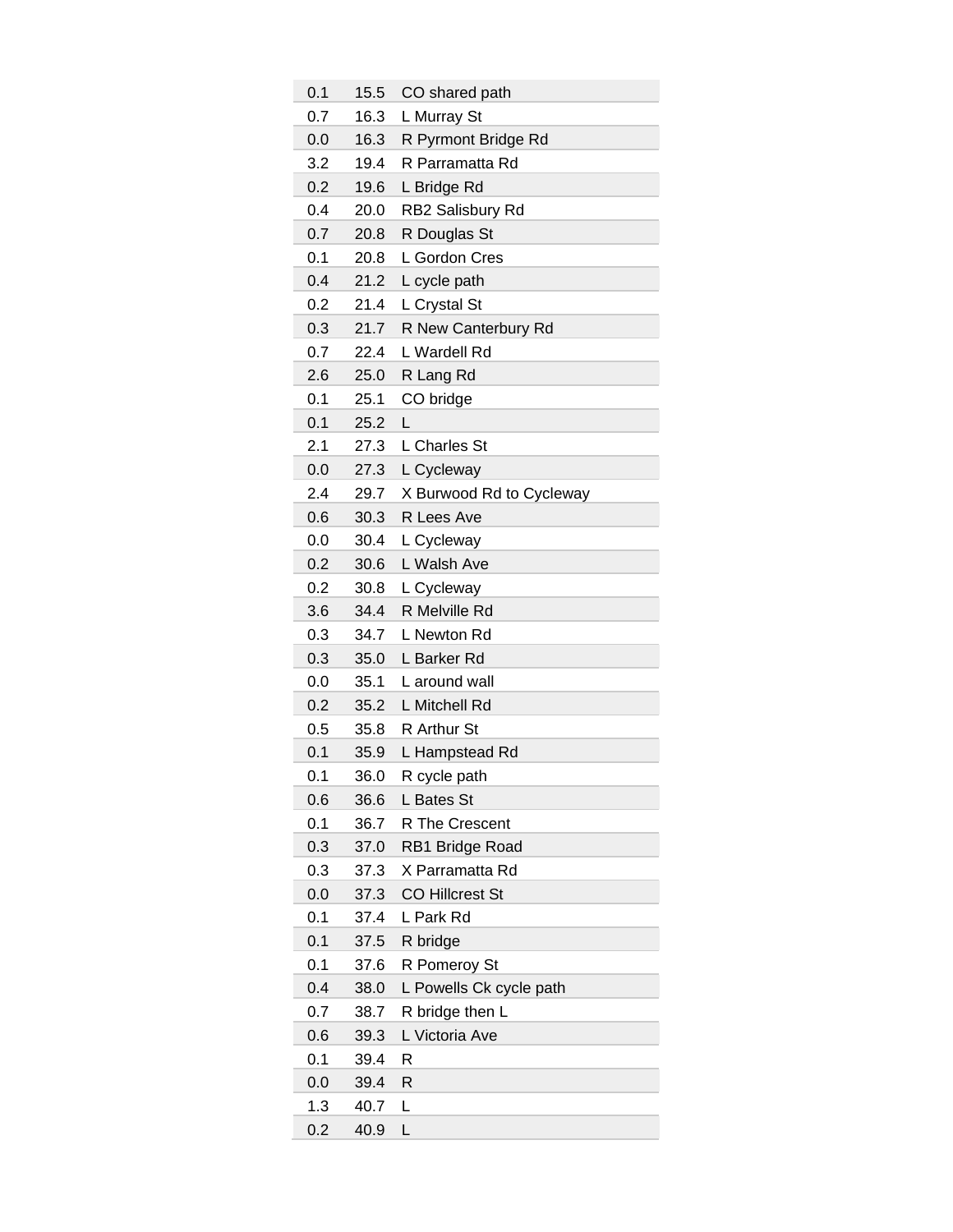| | | |
|---|---|---|
| 0.1 | 15.5 | CO shared path |
| 0.7 | 16.3 | L Murray St |
| 0.0 | 16.3 | R Pyrmont Bridge Rd |
| 3.2 | 19.4 | R Parramatta Rd |
| 0.2 | 19.6 | L Bridge Rd |
| 0.4 | 20.0 | RB2 Salisbury Rd |
| 0.7 | 20.8 | R Douglas St |
| 0.1 | 20.8 | L Gordon Cres |
| 0.4 | 21.2 | L cycle path |
| 0.2 | 21.4 | L Crystal St |
| 0.3 | 21.7 | R New Canterbury Rd |
| 0.7 | 22.4 | L Wardell Rd |
| 2.6 | 25.0 | R Lang Rd |
| 0.1 | 25.1 | CO bridge |
| 0.1 | 25.2 | L |
| 2.1 | 27.3 | L Charles St |
| 0.0 | 27.3 | L Cycleway |
| 2.4 | 29.7 | X Burwood Rd to Cycleway |
| 0.6 | 30.3 | R Lees Ave |
| 0.0 | 30.4 | L Cycleway |
| 0.2 | 30.6 | L Walsh Ave |
| 0.2 | 30.8 | L Cycleway |
| 3.6 | 34.4 | R Melville Rd |
| 0.3 | 34.7 | L Newton Rd |
| 0.3 | 35.0 | L Barker Rd |
| 0.0 | 35.1 | L around wall |
| 0.2 | 35.2 | L Mitchell Rd |
| 0.5 | 35.8 | R Arthur St |
| 0.1 | 35.9 | L Hampstead Rd |
| 0.1 | 36.0 | R cycle path |
| 0.6 | 36.6 | L Bates St |
| 0.1 | 36.7 | R The Crescent |
| 0.3 | 37.0 | RB1 Bridge Road |
| 0.3 | 37.3 | X Parramatta Rd |
| 0.0 | 37.3 | CO Hillcrest St |
| 0.1 | 37.4 | L Park Rd |
| 0.1 | 37.5 | R bridge |
| 0.1 | 37.6 | R Pomeroy St |
| 0.4 | 38.0 | L Powells Ck cycle path |
| 0.7 | 38.7 | R bridge then L |
| 0.6 | 39.3 | L Victoria Ave |
| 0.1 | 39.4 | R |
| 0.0 | 39.4 | R |
| 1.3 | 40.7 | L |
| 0.2 | 40.9 | L |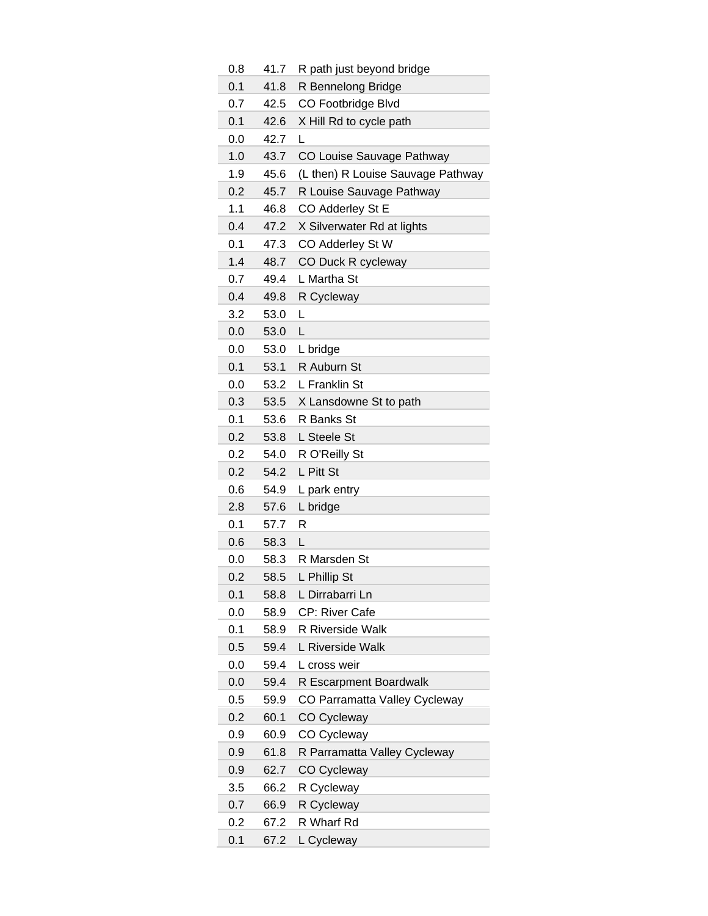| | | |
|---|---|---|
| 0.8 | 41.7 | R path just beyond bridge |
| 0.1 | 41.8 | R Bennelong Bridge |
| 0.7 | 42.5 | CO Footbridge Blvd |
| 0.1 | 42.6 | X Hill Rd to cycle path |
| 0.0 | 42.7 | L |
| 1.0 | 43.7 | CO Louise Sauvage Pathway |
| 1.9 | 45.6 | (L then) R Louise Sauvage Pathway |
| 0.2 | 45.7 | R Louise Sauvage Pathway |
| 1.1 | 46.8 | CO Adderley St E |
| 0.4 | 47.2 | X Silverwater Rd at lights |
| 0.1 | 47.3 | CO Adderley St W |
| 1.4 | 48.7 | CO Duck R cycleway |
| 0.7 | 49.4 | L Martha St |
| 0.4 | 49.8 | R Cycleway |
| 3.2 | 53.0 | L |
| 0.0 | 53.0 | L |
| 0.0 | 53.0 | L bridge |
| 0.1 | 53.1 | R Auburn St |
| 0.0 | 53.2 | L Franklin St |
| 0.3 | 53.5 | X Lansdowne St to path |
| 0.1 | 53.6 | R Banks St |
| 0.2 | 53.8 | L Steele St |
| 0.2 | 54.0 | R O'Reilly St |
| 0.2 | 54.2 | L Pitt St |
| 0.6 | 54.9 | L park entry |
| 2.8 | 57.6 | L bridge |
| 0.1 | 57.7 | R |
| 0.6 | 58.3 | L |
| 0.0 | 58.3 | R Marsden St |
| 0.2 | 58.5 | L Phillip St |
| 0.1 | 58.8 | L Dirrabarri Ln |
| 0.0 | 58.9 | CP: River Cafe |
| 0.1 | 58.9 | R Riverside Walk |
| 0.5 | 59.4 | L Riverside Walk |
| 0.0 | 59.4 | L cross weir |
| 0.0 | 59.4 | R Escarpment Boardwalk |
| 0.5 | 59.9 | CO Parramatta Valley Cycleway |
| 0.2 | 60.1 | CO Cycleway |
| 0.9 | 60.9 | CO Cycleway |
| 0.9 | 61.8 | R Parramatta Valley Cycleway |
| 0.9 | 62.7 | CO Cycleway |
| 3.5 | 66.2 | R Cycleway |
| 0.7 | 66.9 | R Cycleway |
| 0.2 | 67.2 | R Wharf Rd |
| 0.1 | 67.2 | L Cycleway |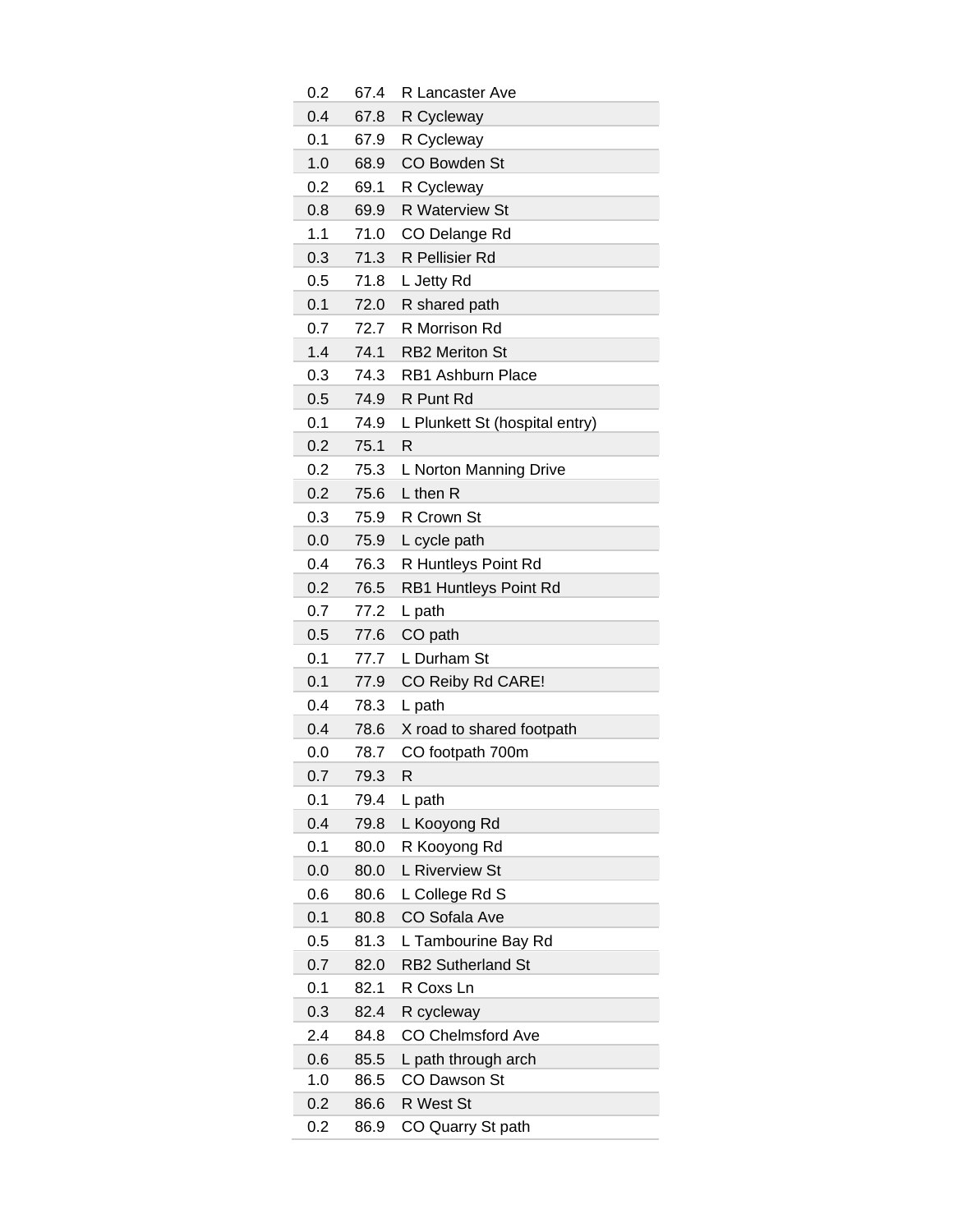| | | |
|---|---|---|
| 0.2 | 67.4 | R Lancaster Ave |
| 0.4 | 67.8 | R Cycleway |
| 0.1 | 67.9 | R Cycleway |
| 1.0 | 68.9 | CO Bowden St |
| 0.2 | 69.1 | R Cycleway |
| 0.8 | 69.9 | R Waterview St |
| 1.1 | 71.0 | CO Delange Rd |
| 0.3 | 71.3 | R Pellisier Rd |
| 0.5 | 71.8 | L Jetty Rd |
| 0.1 | 72.0 | R shared path |
| 0.7 | 72.7 | R Morrison Rd |
| 1.4 | 74.1 | RB2 Meriton St |
| 0.3 | 74.3 | RB1 Ashburn Place |
| 0.5 | 74.9 | R Punt Rd |
| 0.1 | 74.9 | L Plunkett St (hospital entry) |
| 0.2 | 75.1 | R |
| 0.2 | 75.3 | L Norton Manning Drive |
| 0.2 | 75.6 | L then R |
| 0.3 | 75.9 | R Crown St |
| 0.0 | 75.9 | L cycle path |
| 0.4 | 76.3 | R Huntleys Point Rd |
| 0.2 | 76.5 | RB1 Huntleys Point Rd |
| 0.7 | 77.2 | L path |
| 0.5 | 77.6 | CO path |
| 0.1 | 77.7 | L Durham St |
| 0.1 | 77.9 | CO Reiby Rd CARE! |
| 0.4 | 78.3 | L path |
| 0.4 | 78.6 | X road to shared footpath |
| 0.0 | 78.7 | CO footpath 700m |
| 0.7 | 79.3 | R |
| 0.1 | 79.4 | L path |
| 0.4 | 79.8 | L Kooyong Rd |
| 0.1 | 80.0 | R Kooyong Rd |
| 0.0 | 80.0 | L Riverview St |
| 0.6 | 80.6 | L College Rd S |
| 0.1 | 80.8 | CO Sofala Ave |
| 0.5 | 81.3 | L Tambourine Bay Rd |
| 0.7 | 82.0 | RB2 Sutherland St |
| 0.1 | 82.1 | R Coxs Ln |
| 0.3 | 82.4 | R cycleway |
| 2.4 | 84.8 | CO Chelmsford Ave |
| 0.6 | 85.5 | L path through arch |
| 1.0 | 86.5 | CO Dawson St |
| 0.2 | 86.6 | R West St |
| 0.2 | 86.9 | CO Quarry St path |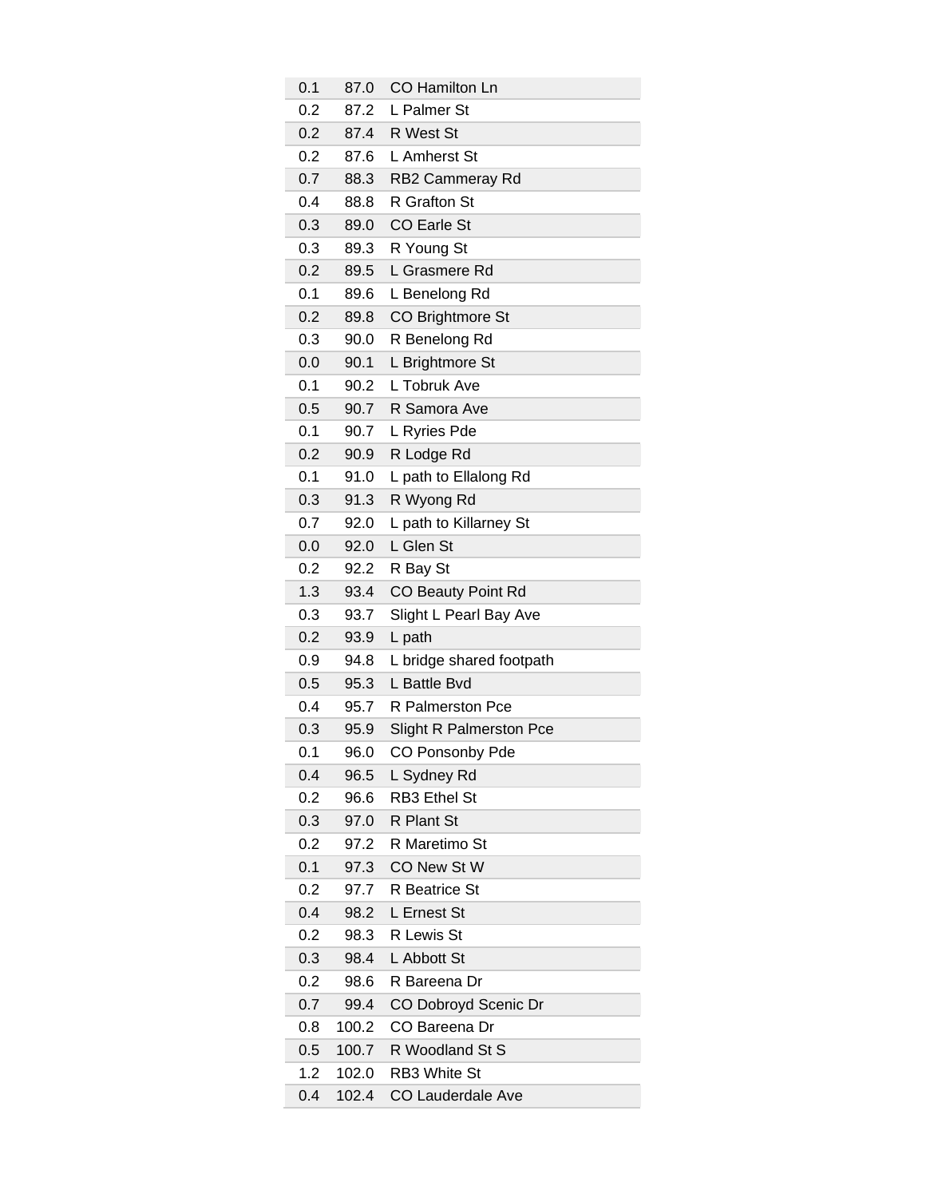| | | |
|---|---|---|
| 0.1 | 87.0 | CO Hamilton Ln |
| 0.2 | 87.2 | L Palmer St |
| 0.2 | 87.4 | R West St |
| 0.2 | 87.6 | L Amherst St |
| 0.7 | 88.3 | RB2 Cammeray Rd |
| 0.4 | 88.8 | R Grafton St |
| 0.3 | 89.0 | CO Earle St |
| 0.3 | 89.3 | R Young St |
| 0.2 | 89.5 | L Grasmere Rd |
| 0.1 | 89.6 | L Benelong Rd |
| 0.2 | 89.8 | CO Brightmore St |
| 0.3 | 90.0 | R Benelong Rd |
| 0.0 | 90.1 | L Brightmore St |
| 0.1 | 90.2 | L Tobruk Ave |
| 0.5 | 90.7 | R Samora Ave |
| 0.1 | 90.7 | L Ryries Pde |
| 0.2 | 90.9 | R Lodge Rd |
| 0.1 | 91.0 | L path to Ellalong Rd |
| 0.3 | 91.3 | R Wyong Rd |
| 0.7 | 92.0 | L path to Killarney St |
| 0.0 | 92.0 | L Glen St |
| 0.2 | 92.2 | R Bay St |
| 1.3 | 93.4 | CO Beauty Point Rd |
| 0.3 | 93.7 | Slight L Pearl Bay Ave |
| 0.2 | 93.9 | L path |
| 0.9 | 94.8 | L bridge shared footpath |
| 0.5 | 95.3 | L Battle Bvd |
| 0.4 | 95.7 | R Palmerston Pce |
| 0.3 | 95.9 | Slight R Palmerston Pce |
| 0.1 | 96.0 | CO Ponsonby Pde |
| 0.4 | 96.5 | L Sydney Rd |
| 0.2 | 96.6 | RB3 Ethel St |
| 0.3 | 97.0 | R Plant St |
| 0.2 | 97.2 | R Maretimo St |
| 0.1 | 97.3 | CO New St W |
| 0.2 | 97.7 | R Beatrice St |
| 0.4 | 98.2 | L Ernest St |
| 0.2 | 98.3 | R Lewis St |
| 0.3 | 98.4 | L Abbott St |
| 0.2 | 98.6 | R Bareena Dr |
| 0.7 | 99.4 | CO Dobroyd Scenic Dr |
| 0.8 | 100.2 | CO Bareena Dr |
| 0.5 | 100.7 | R Woodland St S |
| 1.2 | 102.0 | RB3 White St |
| 0.4 | 102.4 | CO Lauderdale Ave |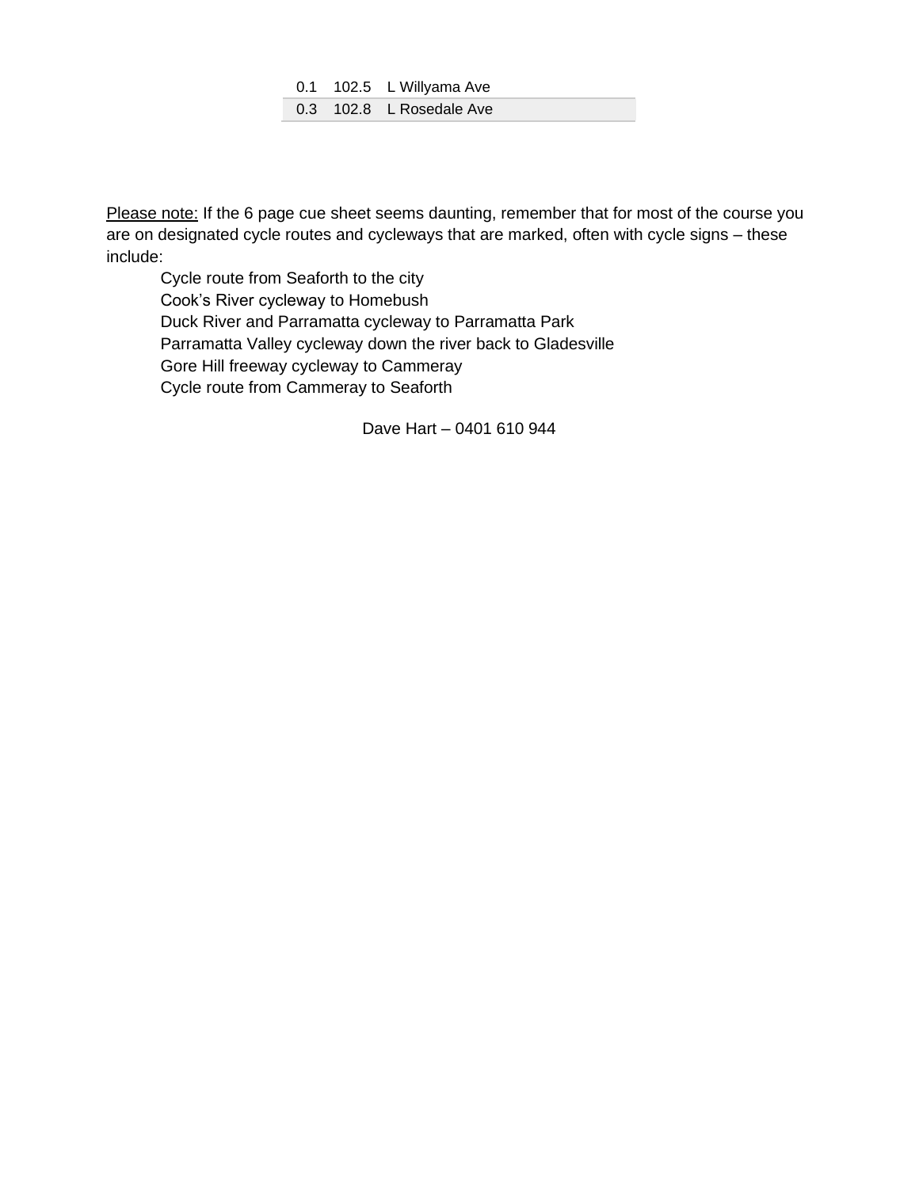| | | |
|---|---|---|
| 0.1 | 102.5 | L Willyama Ave |
| 0.3 | 102.8 | L Rosedale Ave |

Please note: If the 6 page cue sheet seems daunting, remember that for most of the course you are on designated cycle routes and cycleways that are marked, often with cycle signs – these include:

- Cycle route from Seaforth to the city
- Cook's River cycleway to Homebush
- Duck River and Parramatta cycleway to Parramatta Park
- Parramatta Valley cycleway down the river back to Gladesville
- Gore Hill freeway cycleway to Cammeray
- Cycle route from Cammeray to Seaforth

Dave Hart – 0401 610 944